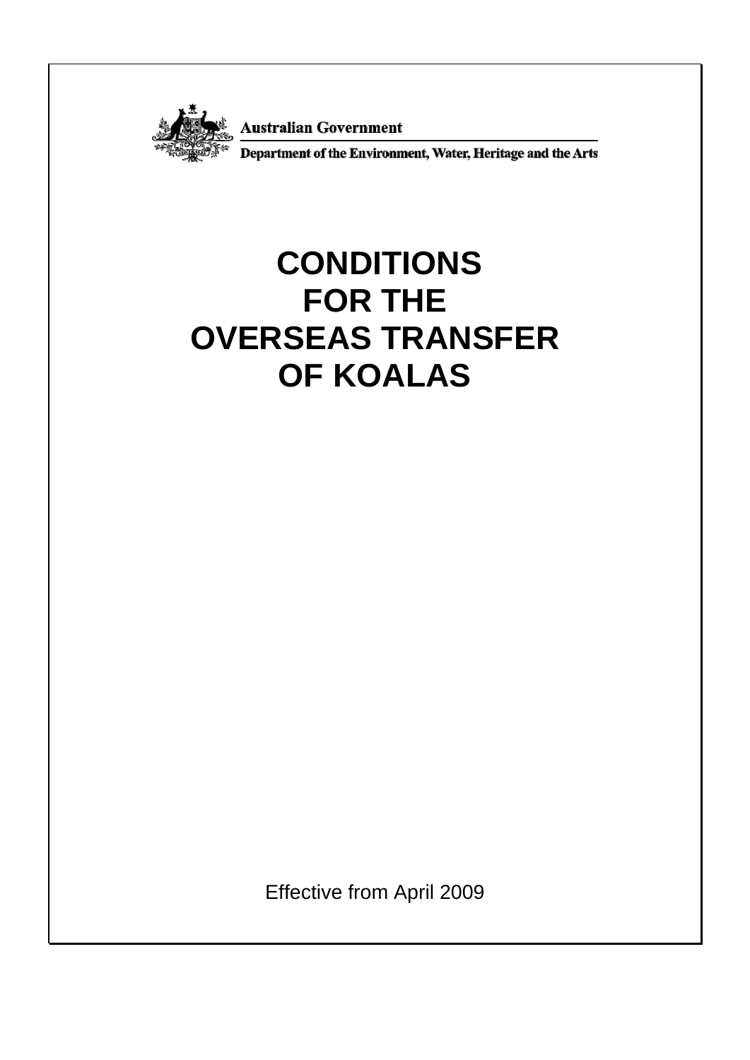Australian Government

Department of the Environment, Water, Heritage and the Arts

# CONDITIONS FOR THE OVERSEAS TRANSFER OF KOALAS

Effective from April 2009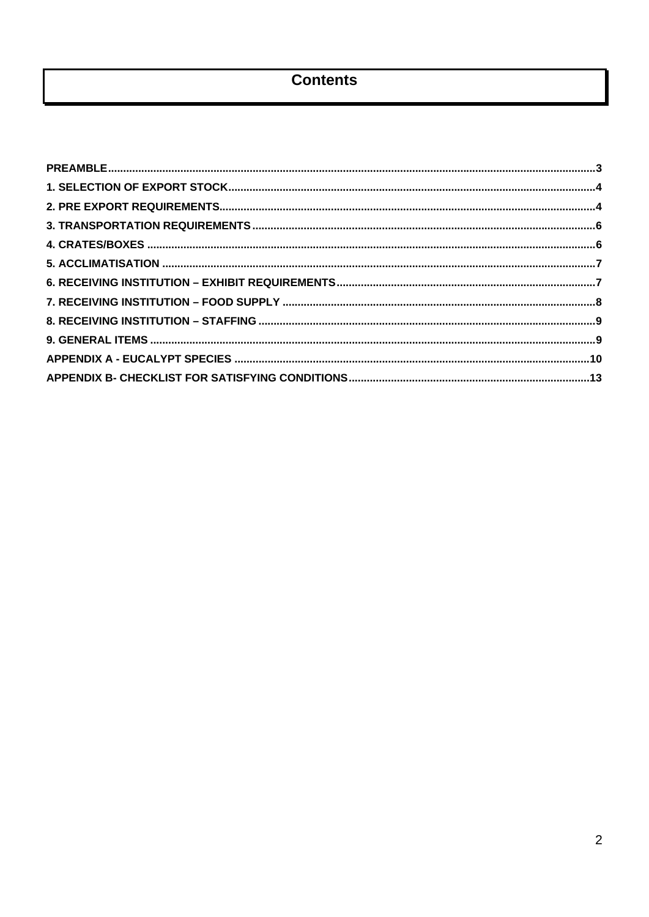# Contents

- PREAMBLE 3
- 1. SELECTION OF EXPORT STOCK 4
- 2. PRE EXPORT REQUIREMENTS 4
- 3. TRANSPORTATION REQUIREMENTS 6
- 4. CRATES/BOXES 6
- 5. ACCLIMATISATION 7
- 6. RECEIVING INSTITUTION – EXHIBIT REQUIREMENTS 7
- 7. RECEIVING INSTITUTION – FOOD SUPPLY 8
- 8. RECEIVING INSTITUTION – STAFFING 9
- 9. GENERAL ITEMS 9
- APPENDIX A - EUCALYPT SPECIES 10
- APPENDIX B- CHECKLIST FOR SATISFYING CONDITIONS 13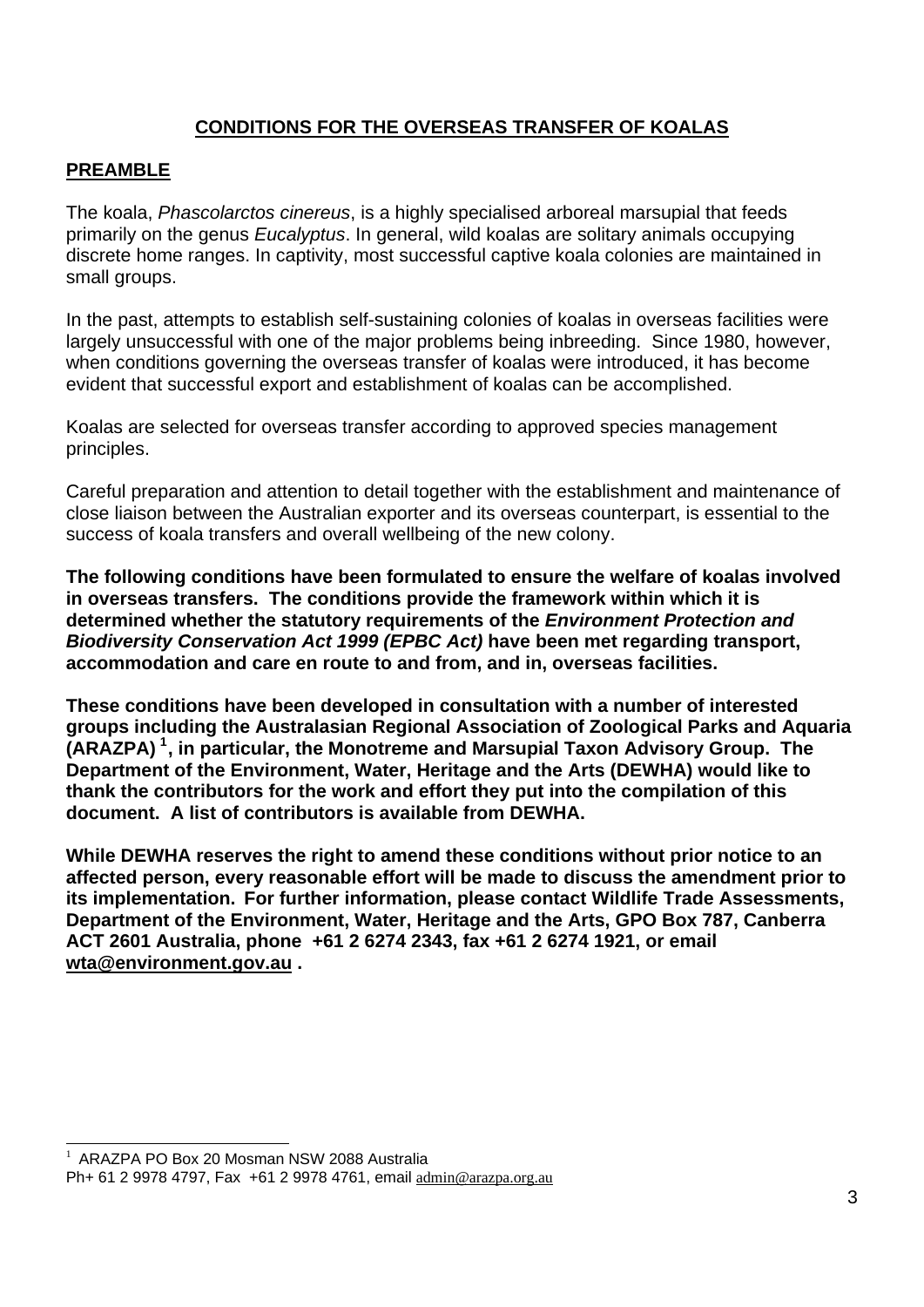# CONDITIONS FOR THE OVERSEAS TRANSFER OF KOALAS

## PREAMBLE

The koala, *Phascolarctos cinereus*, is a highly specialised arboreal marsupial that feeds primarily on the genus *Eucalyptus*. In general, wild koalas are solitary animals occupying discrete home ranges. In captivity, most successful captive koala colonies are maintained in small groups.

In the past, attempts to establish self-sustaining colonies of koalas in overseas facilities were largely unsuccessful with one of the major problems being inbreeding. Since 1980, however, when conditions governing the overseas transfer of koalas were introduced, it has become evident that successful export and establishment of koalas can be accomplished.

Koalas are selected for overseas transfer according to approved species management principles.

Careful preparation and attention to detail together with the establishment and maintenance of close liaison between the Australian exporter and its overseas counterpart, is essential to the success of koala transfers and overall wellbeing of the new colony.

**The following conditions have been formulated to ensure the welfare of koalas involved in overseas transfers. The conditions provide the framework within which it is determined whether the statutory requirements of the *Environment Protection and Biodiversity Conservation Act 1999 (EPBC Act)* have been met regarding transport, accommodation and care en route to and from, and in, overseas facilities.**

**These conditions have been developed in consultation with a number of interested groups including the Australasian Regional Association of Zoological Parks and Aquaria (ARAZPA)[1], in particular, the Monotreme and Marsupial Taxon Advisory Group. The Department of the Environment, Water, Heritage and the Arts (DEWHA) would like to thank the contributors for the work and effort they put into the compilation of this document. A list of contributors is available from DEWHA.**

**While DEWHA reserves the right to amend these conditions without prior notice to an affected person, every reasonable effort will be made to discuss the amendment prior to its implementation. For further information, please contact Wildlife Trade Assessments, Department of the Environment, Water, Heritage and the Arts, GPO Box 787, Canberra ACT 2601 Australia, phone +61 2 6274 2343, fax +61 2 6274 1921, or email wta@environment.gov.au .**

---

[1] ARAZPA PO Box 20 Mosman NSW 2088 Australia
Ph+ 61 2 9978 4797, Fax +61 2 9978 4761, email admin@arazpa.org.au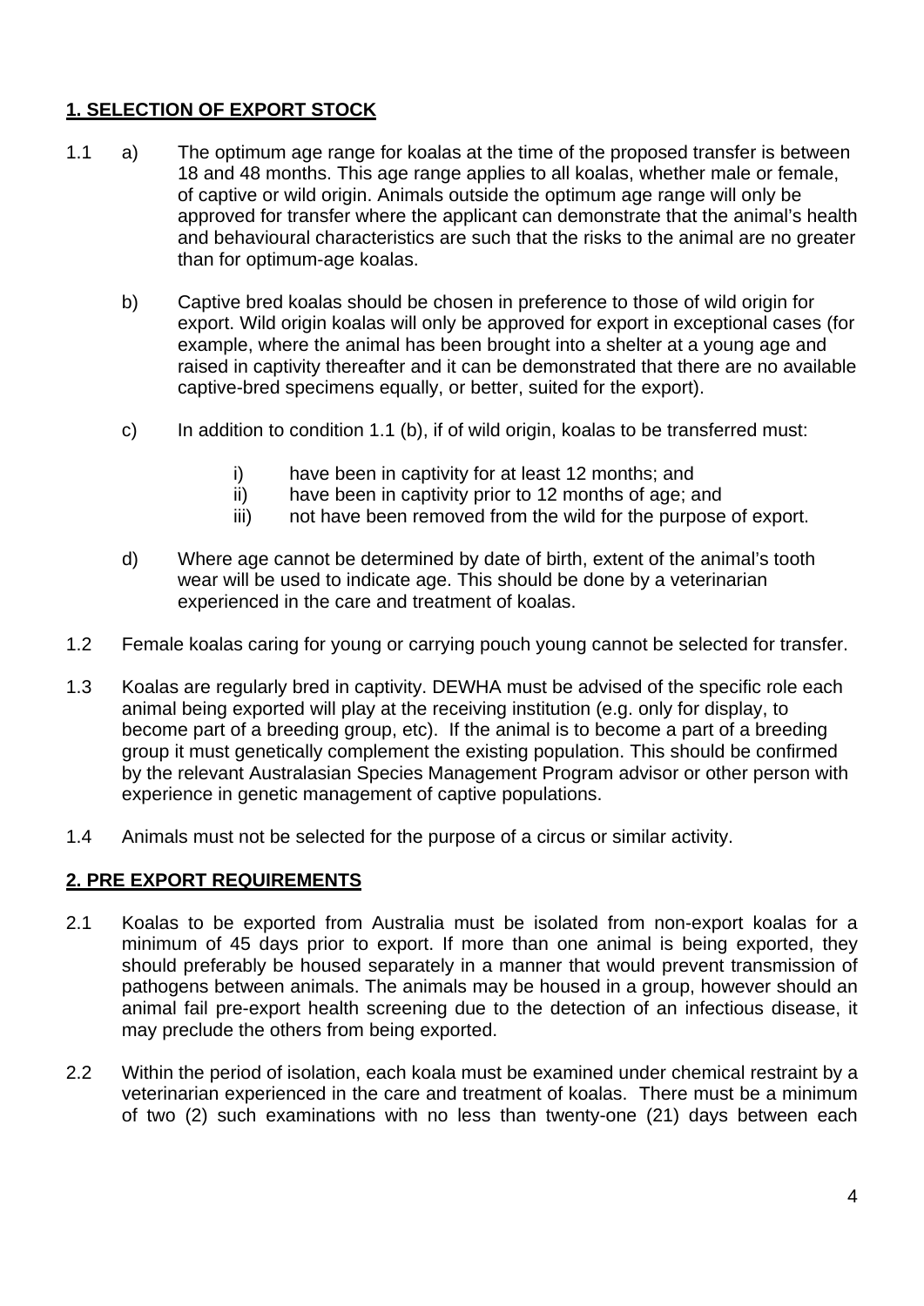## **1. SELECTION OF EXPORT STOCK**

1.1 a) The optimum age range for koalas at the time of the proposed transfer is between 18 and 48 months. This age range applies to all koalas, whether male or female, of captive or wild origin. Animals outside the optimum age range will only be approved for transfer where the applicant can demonstrate that the animal's health and behavioural characteristics are such that the risks to the animal are no greater than for optimum-age koalas.

b) Captive bred koalas should be chosen in preference to those of wild origin for export. Wild origin koalas will only be approved for export in exceptional cases (for example, where the animal has been brought into a shelter at a young age and raised in captivity thereafter and it can be demonstrated that there are no available captive-bred specimens equally, or better, suited for the export).

c) In addition to condition 1.1 (b), if of wild origin, koalas to be transferred must:

   i) have been in captivity for at least 12 months; and
   ii) have been in captivity prior to 12 months of age; and
   iii) not have been removed from the wild for the purpose of export.

d) Where age cannot be determined by date of birth, extent of the animal's tooth wear will be used to indicate age. This should be done by a veterinarian experienced in the care and treatment of koalas.

1.2 Female koalas caring for young or carrying pouch young cannot be selected for transfer.

1.3 Koalas are regularly bred in captivity. DEWHA must be advised of the specific role each animal being exported will play at the receiving institution (e.g. only for display, to become part of a breeding group, etc). If the animal is to become a part of a breeding group it must genetically complement the existing population. This should be confirmed by the relevant Australasian Species Management Program advisor or other person with experience in genetic management of captive populations.

1.4 Animals must not be selected for the purpose of a circus or similar activity.

## **2. PRE EXPORT REQUIREMENTS**

2.1 Koalas to be exported from Australia must be isolated from non-export koalas for a minimum of 45 days prior to export. If more than one animal is being exported, they should preferably be housed separately in a manner that would prevent transmission of pathogens between animals. The animals may be housed in a group, however should an animal fail pre-export health screening due to the detection of an infectious disease, it may preclude the others from being exported.

2.2 Within the period of isolation, each koala must be examined under chemical restraint by a veterinarian experienced in the care and treatment of koalas. There must be a minimum of two (2) such examinations with no less than twenty-one (21) days between each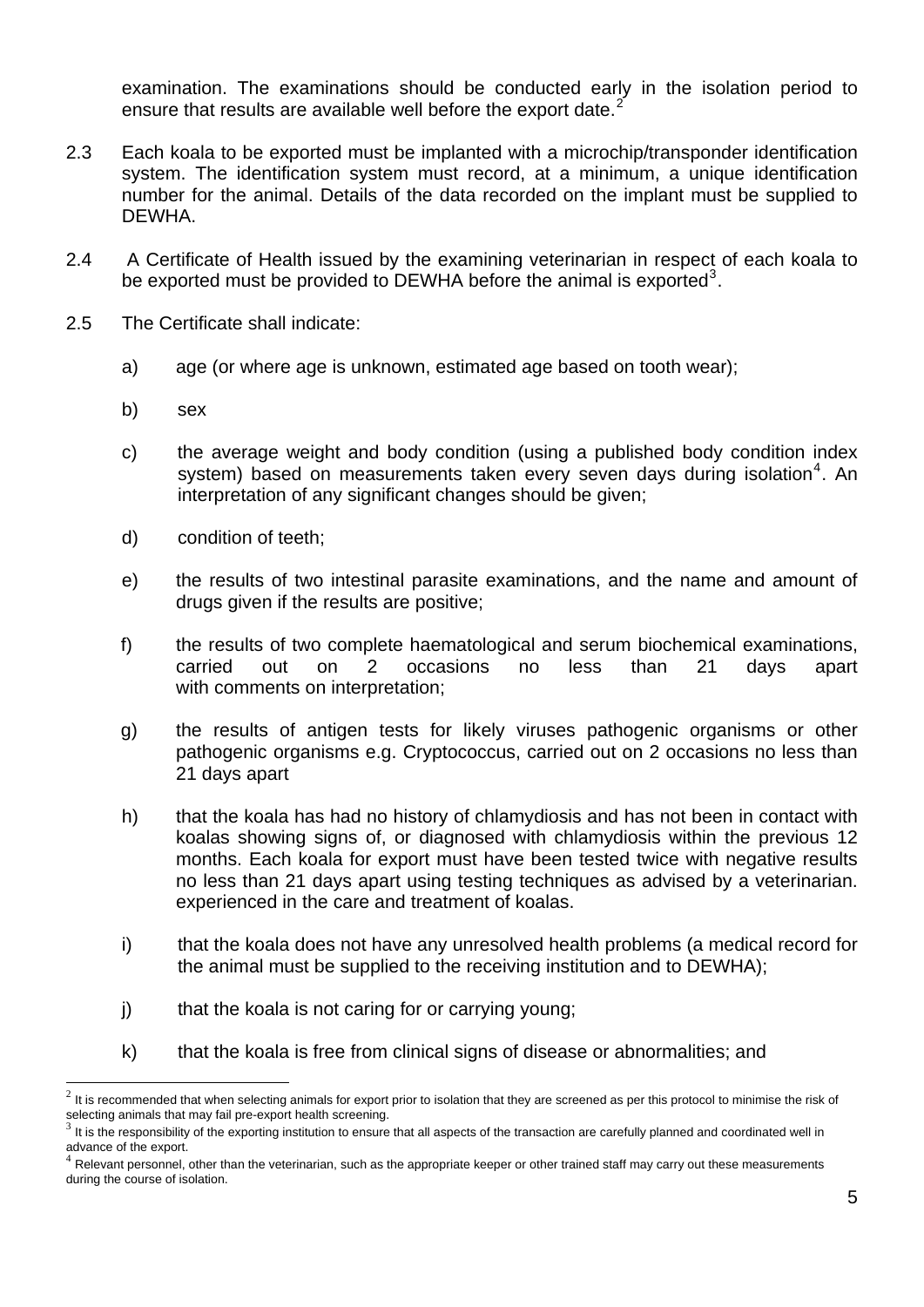examination. The examinations should be conducted early in the isolation period to ensure that results are available well before the export date.[2]

2.3 Each koala to be exported must be implanted with a microchip/transponder identification system. The identification system must record, at a minimum, a unique identification number for the animal. Details of the data recorded on the implant must be supplied to DEWHA.

2.4 A Certificate of Health issued by the examining veterinarian in respect of each koala to be exported must be provided to DEWHA before the animal is exported[3].

2.5 The Certificate shall indicate:

a) age (or where age is unknown, estimated age based on tooth wear);

b) sex

c) the average weight and body condition (using a published body condition index system) based on measurements taken every seven days during isolation[4]. An interpretation of any significant changes should be given;

d) condition of teeth;

e) the results of two intestinal parasite examinations, and the name and amount of drugs given if the results are positive;

f) the results of two complete haematological and serum biochemical examinations, carried out on 2 occasions no less than 21 days apart with comments on interpretation;

g) the results of antigen tests for likely viruses pathogenic organisms or other pathogenic organisms e.g. Cryptococcus, carried out on 2 occasions no less than 21 days apart

h) that the koala has had no history of chlamydiosis and has not been in contact with koalas showing signs of, or diagnosed with chlamydiosis within the previous 12 months. Each koala for export must have been tested twice with negative results no less than 21 days apart using testing techniques as advised by a veterinarian. experienced in the care and treatment of koalas.

i) that the koala does not have any unresolved health problems (a medical record for the animal must be supplied to the receiving institution and to DEWHA);

j) that the koala is not caring for or carrying young;

k) that the koala is free from clinical signs of disease or abnormalities; and

---

[2] It is recommended that when selecting animals for export prior to isolation that they are screened as per this protocol to minimise the risk of selecting animals that may fail pre-export health screening.

[3] It is the responsibility of the exporting institution to ensure that all aspects of the transaction are carefully planned and coordinated well in advance of the export.

[4] Relevant personnel, other than the veterinarian, such as the appropriate keeper or other trained staff may carry out these measurements during the course of isolation.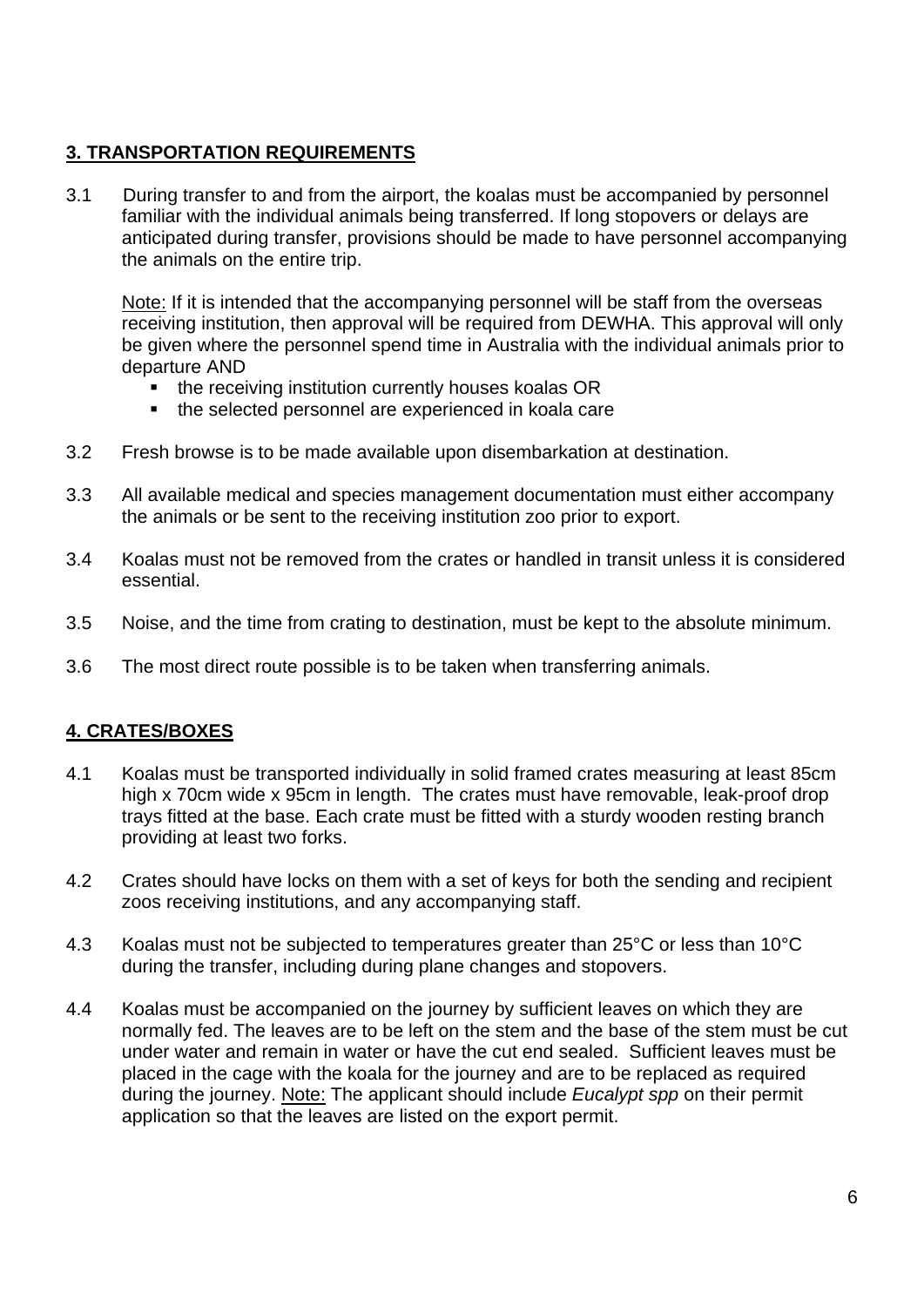## 3. TRANSPORTATION REQUIREMENTS

3.1 During transfer to and from the airport, the koalas must be accompanied by personnel familiar with the individual animals being transferred. If long stopovers or delays are anticipated during transfer, provisions should be made to have personnel accompanying the animals on the entire trip.

Note: If it is intended that the accompanying personnel will be staff from the overseas receiving institution, then approval will be required from DEWHA. This approval will only be given where the personnel spend time in Australia with the individual animals prior to departure AND

- the receiving institution currently houses koalas OR
- the selected personnel are experienced in koala care

3.2 Fresh browse is to be made available upon disembarkation at destination.

3.3 All available medical and species management documentation must either accompany the animals or be sent to the receiving institution zoo prior to export.

3.4 Koalas must not be removed from the crates or handled in transit unless it is considered essential.

3.5 Noise, and the time from crating to destination, must be kept to the absolute minimum.

3.6 The most direct route possible is to be taken when transferring animals.

## 4. CRATES/BOXES

4.1 Koalas must be transported individually in solid framed crates measuring at least 85cm high x 70cm wide x 95cm in length. The crates must have removable, leak-proof drop trays fitted at the base. Each crate must be fitted with a sturdy wooden resting branch providing at least two forks.

4.2 Crates should have locks on them with a set of keys for both the sending and recipient zoos receiving institutions, and any accompanying staff.

4.3 Koalas must not be subjected to temperatures greater than 25°C or less than 10°C during the transfer, including during plane changes and stopovers.

4.4 Koalas must be accompanied on the journey by sufficient leaves on which they are normally fed. The leaves are to be left on the stem and the base of the stem must be cut under water and remain in water or have the cut end sealed. Sufficient leaves must be placed in the cage with the koala for the journey and are to be replaced as required during the journey. Note: The applicant should include *Eucalypt spp* on their permit application so that the leaves are listed on the export permit.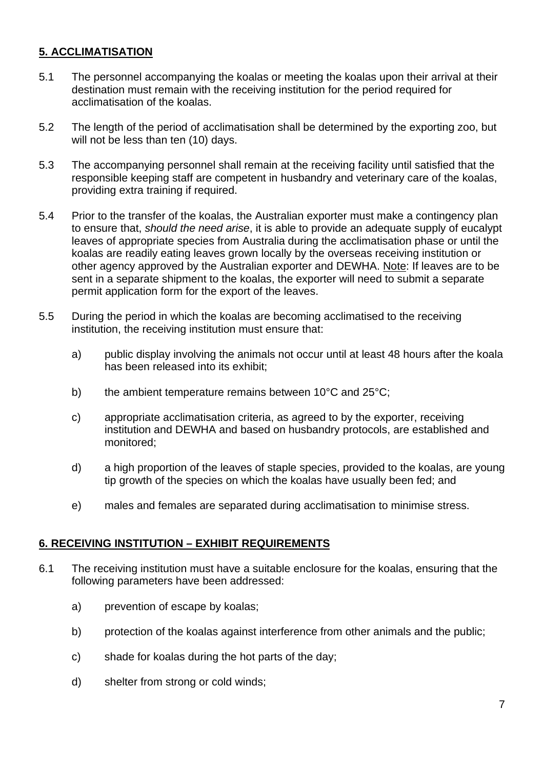## **5. ACCLIMATISATION**

5.1 The personnel accompanying the koalas or meeting the koalas upon their arrival at their destination must remain with the receiving institution for the period required for acclimatisation of the koalas.

5.2 The length of the period of acclimatisation shall be determined by the exporting zoo, but will not be less than ten (10) days.

5.3 The accompanying personnel shall remain at the receiving facility until satisfied that the responsible keeping staff are competent in husbandry and veterinary care of the koalas, providing extra training if required.

5.4 Prior to the transfer of the koalas, the Australian exporter must make a contingency plan to ensure that, *should the need arise*, it is able to provide an adequate supply of eucalypt leaves of appropriate species from Australia during the acclimatisation phase or until the koalas are readily eating leaves grown locally by the overseas receiving institution or other agency approved by the Australian exporter and DEWHA. Note: If leaves are to be sent in a separate shipment to the koalas, the exporter will need to submit a separate permit application form for the export of the leaves.

5.5 During the period in which the koalas are becoming acclimatised to the receiving institution, the receiving institution must ensure that:

a) public display involving the animals not occur until at least 48 hours after the koala has been released into its exhibit;

b) the ambient temperature remains between 10°C and 25°C;

c) appropriate acclimatisation criteria, as agreed to by the exporter, receiving institution and DEWHA and based on husbandry protocols, are established and monitored;

d) a high proportion of the leaves of staple species, provided to the koalas, are young tip growth of the species on which the koalas have usually been fed; and

e) males and females are separated during acclimatisation to minimise stress.

## **6. RECEIVING INSTITUTION – EXHIBIT REQUIREMENTS**

6.1 The receiving institution must have a suitable enclosure for the koalas, ensuring that the following parameters have been addressed:

a) prevention of escape by koalas;

b) protection of the koalas against interference from other animals and the public;

c) shade for koalas during the hot parts of the day;

d) shelter from strong or cold winds;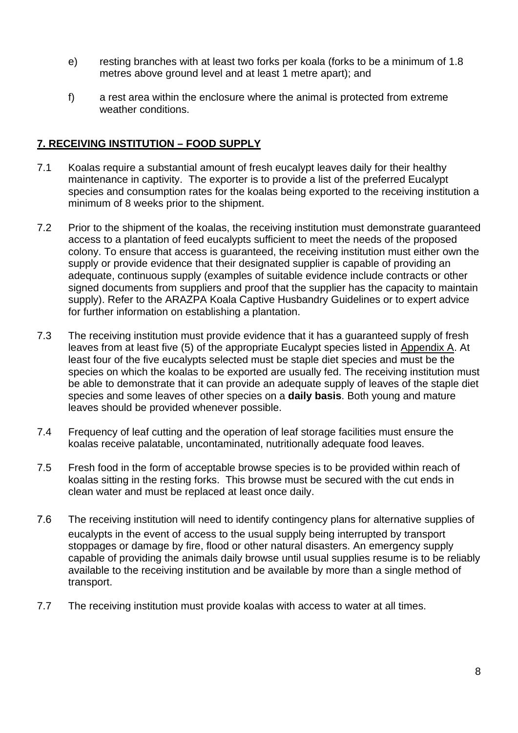e) resting branches with at least two forks per koala (forks to be a minimum of 1.8 metres above ground level and at least 1 metre apart); and

f) a rest area within the enclosure where the animal is protected from extreme weather conditions.

## 7. RECEIVING INSTITUTION – FOOD SUPPLY

7.1 Koalas require a substantial amount of fresh eucalypt leaves daily for their healthy maintenance in captivity. The exporter is to provide a list of the preferred Eucalypt species and consumption rates for the koalas being exported to the receiving institution a minimum of 8 weeks prior to the shipment.

7.2 Prior to the shipment of the koalas, the receiving institution must demonstrate guaranteed access to a plantation of feed eucalypts sufficient to meet the needs of the proposed colony. To ensure that access is guaranteed, the receiving institution must either own the supply or provide evidence that their designated supplier is capable of providing an adequate, continuous supply (examples of suitable evidence include contracts or other signed documents from suppliers and proof that the supplier has the capacity to maintain supply). Refer to the ARAZPA Koala Captive Husbandry Guidelines or to expert advice for further information on establishing a plantation.

7.3 The receiving institution must provide evidence that it has a guaranteed supply of fresh leaves from at least five (5) of the appropriate Eucalypt species listed in Appendix A. At least four of the five eucalypts selected must be staple diet species and must be the species on which the koalas to be exported are usually fed. The receiving institution must be able to demonstrate that it can provide an adequate supply of leaves of the staple diet species and some leaves of other species on a **daily basis**. Both young and mature leaves should be provided whenever possible.

7.4 Frequency of leaf cutting and the operation of leaf storage facilities must ensure the koalas receive palatable, uncontaminated, nutritionally adequate food leaves.

7.5 Fresh food in the form of acceptable browse species is to be provided within reach of koalas sitting in the resting forks. This browse must be secured with the cut ends in clean water and must be replaced at least once daily.

7.6 The receiving institution will need to identify contingency plans for alternative supplies of eucalypts in the event of access to the usual supply being interrupted by transport stoppages or damage by fire, flood or other natural disasters. An emergency supply capable of providing the animals daily browse until usual supplies resume is to be reliably available to the receiving institution and be available by more than a single method of transport.

7.7 The receiving institution must provide koalas with access to water at all times.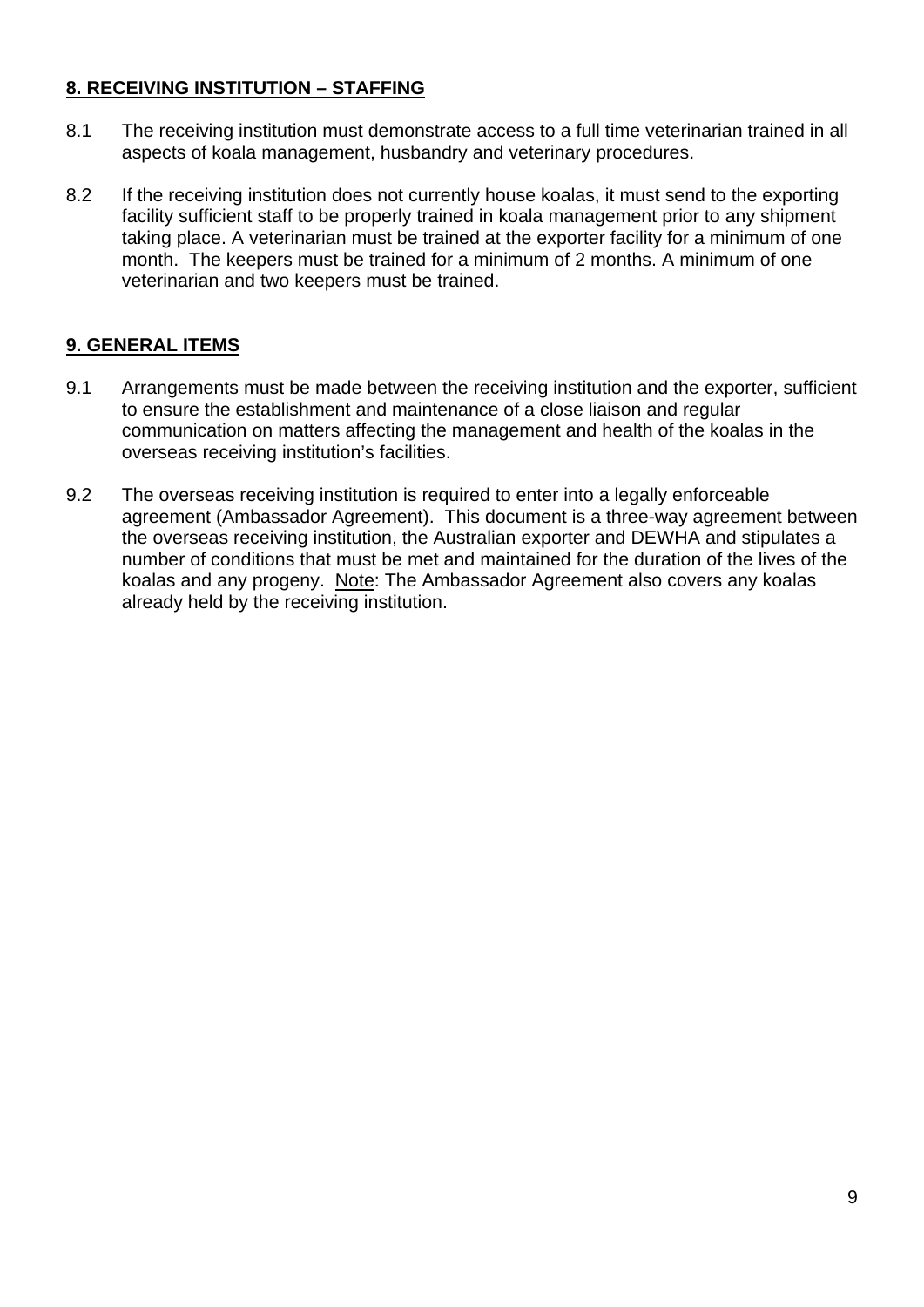## 8. RECEIVING INSTITUTION – STAFFING

8.1 The receiving institution must demonstrate access to a full time veterinarian trained in all aspects of koala management, husbandry and veterinary procedures.

8.2 If the receiving institution does not currently house koalas, it must send to the exporting facility sufficient staff to be properly trained in koala management prior to any shipment taking place. A veterinarian must be trained at the exporter facility for a minimum of one month. The keepers must be trained for a minimum of 2 months. A minimum of one veterinarian and two keepers must be trained.

## 9. GENERAL ITEMS

9.1 Arrangements must be made between the receiving institution and the exporter, sufficient to ensure the establishment and maintenance of a close liaison and regular communication on matters affecting the management and health of the koalas in the overseas receiving institution's facilities.

9.2 The overseas receiving institution is required to enter into a legally enforceable agreement (Ambassador Agreement). This document is a three-way agreement between the overseas receiving institution, the Australian exporter and DEWHA and stipulates a number of conditions that must be met and maintained for the duration of the lives of the koalas and any progeny. Note: The Ambassador Agreement also covers any koalas already held by the receiving institution.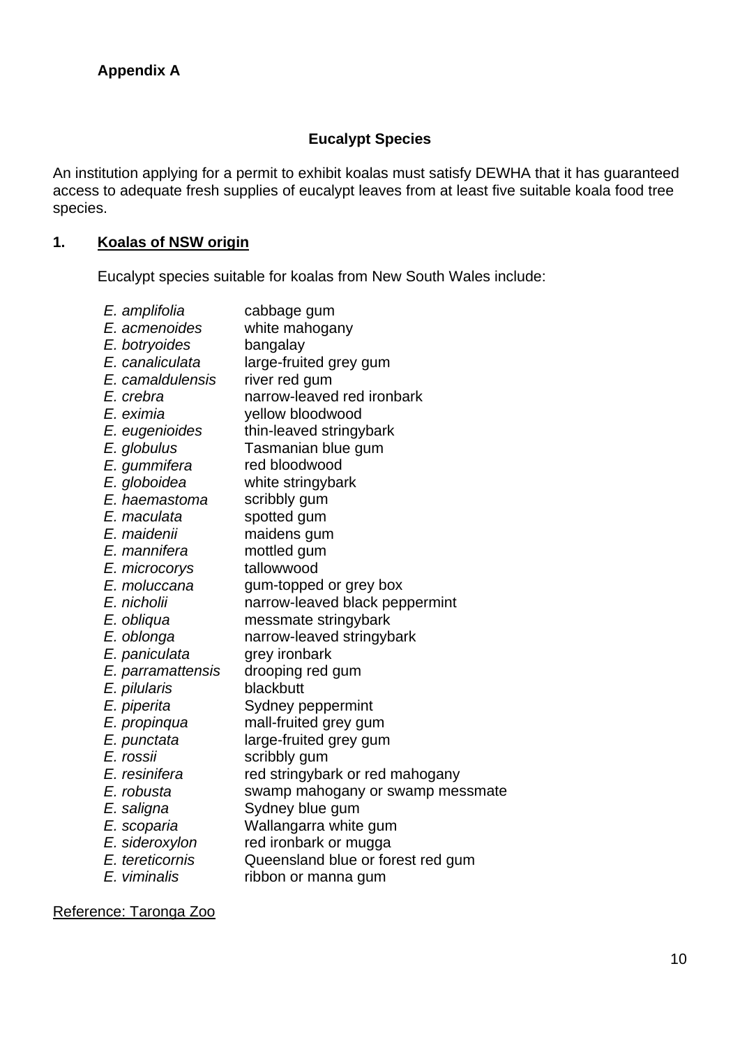**Appendix A**

## Eucalypt Species

An institution applying for a permit to exhibit koalas must satisfy DEWHA that it has guaranteed access to adequate fresh supplies of eucalypt leaves from at least five suitable koala food tree species.

### 1. Koalas of NSW origin

Eucalypt species suitable for koalas from New South Wales include:

| | |
|---|---|
| *E. amplifolia* | cabbage gum |
| *E. acmenoides* | white mahogany |
| *E. botryoides* | bangalay |
| *E. canaliculata* | large-fruited grey gum |
| *E. camaldulensis* | river red gum |
| *E. crebra* | narrow-leaved red ironbark |
| *E. eximia* | yellow bloodwood |
| *E. eugenioides* | thin-leaved stringybark |
| *E. globulus* | Tasmanian blue gum |
| *E. gummifera* | red bloodwood |
| *E. globoidea* | white stringybark |
| *E. haemastoma* | scribbly gum |
| *E. maculata* | spotted gum |
| *E. maidenii* | maidens gum |
| *E. mannifera* | mottled gum |
| *E. microcorys* | tallowwood |
| *E. moluccana* | gum-topped or grey box |
| *E. nicholii* | narrow-leaved black peppermint |
| *E. obliqua* | messmate stringybark |
| *E. oblonga* | narrow-leaved stringybark |
| *E. paniculata* | grey ironbark |
| *E. parramattensis* | drooping red gum |
| *E. pilularis* | blackbutt |
| *E. piperita* | Sydney peppermint |
| *E. propinqua* | mall-fruited grey gum |
| *E. punctata* | large-fruited grey gum |
| *E. rossii* | scribbly gum |
| *E. resinifera* | red stringybark or red mahogany |
| *E. robusta* | swamp mahogany or swamp messmate |
| *E. saligna* | Sydney blue gum |
| *E. scoparia* | Wallangarra white gum |
| *E. sideroxylon* | red ironbark or mugga |
| *E. tereticornis* | Queensland blue or forest red gum |
| *E. viminalis* | ribbon or manna gum |

Reference: Taronga Zoo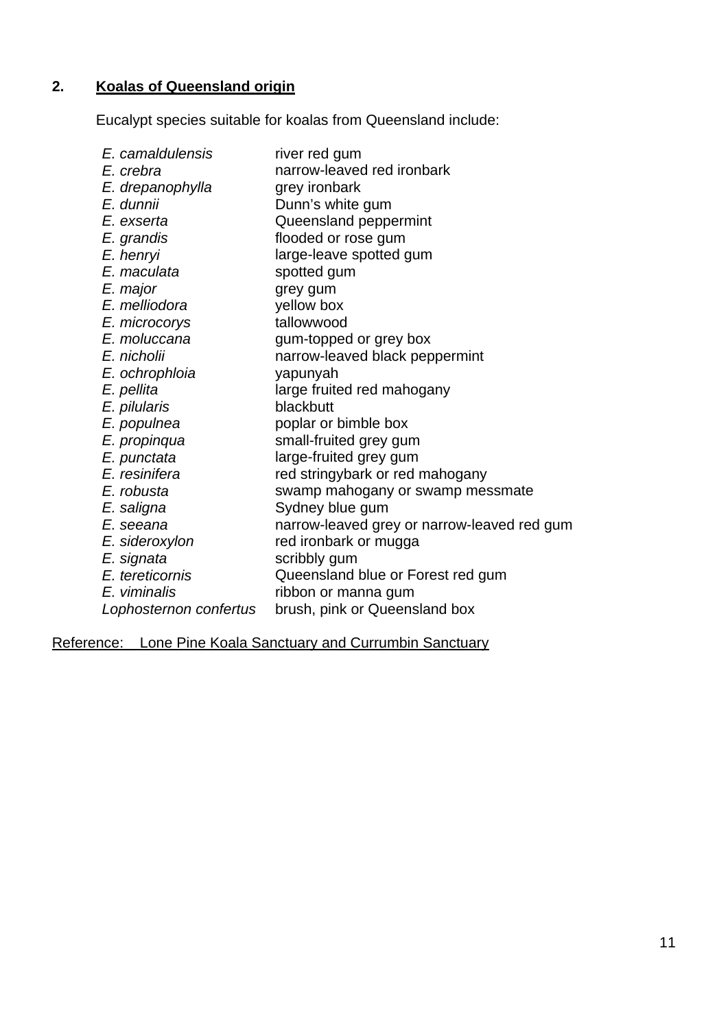## 2. <u>Koalas of Queensland origin</u>

Eucalypt species suitable for koalas from Queensland include:

| | |
|---|---|
| *E. camaldulensis* | river red gum |
| *E. crebra* | narrow-leaved red ironbark |
| *E. drepanophylla* | grey ironbark |
| *E. dunnii* | Dunn's white gum |
| *E. exserta* | Queensland peppermint |
| *E. grandis* | flooded or rose gum |
| *E. henryi* | large-leave spotted gum |
| *E. maculata* | spotted gum |
| *E. major* | grey gum |
| *E. melliodora* | yellow box |
| *E. microcorys* | tallowwood |
| *E. moluccana* | gum-topped or grey box |
| *E. nicholii* | narrow-leaved black peppermint |
| *E. ochrophloia* | yapunyah |
| *E. pellita* | large fruited red mahogany |
| *E. pilularis* | blackbutt |
| *E. populnea* | poplar or bimble box |
| *E. propinqua* | small-fruited grey gum |
| *E. punctata* | large-fruited grey gum |
| *E. resinifera* | red stringybark or red mahogany |
| *E. robusta* | swamp mahogany or swamp messmate |
| *E. saligna* | Sydney blue gum |
| *E. seeana* | narrow-leaved grey or narrow-leaved red gum |
| *E. sideroxylon* | red ironbark or mugga |
| *E. signata* | scribbly gum |
| *E. tereticornis* | Queensland blue or Forest red gum |
| *E. viminalis* | ribbon or manna gum |
| *Lophosternon confertus* | brush, pink or Queensland box |

<u>Reference: Lone Pine Koala Sanctuary and Currumbin Sanctuary</u>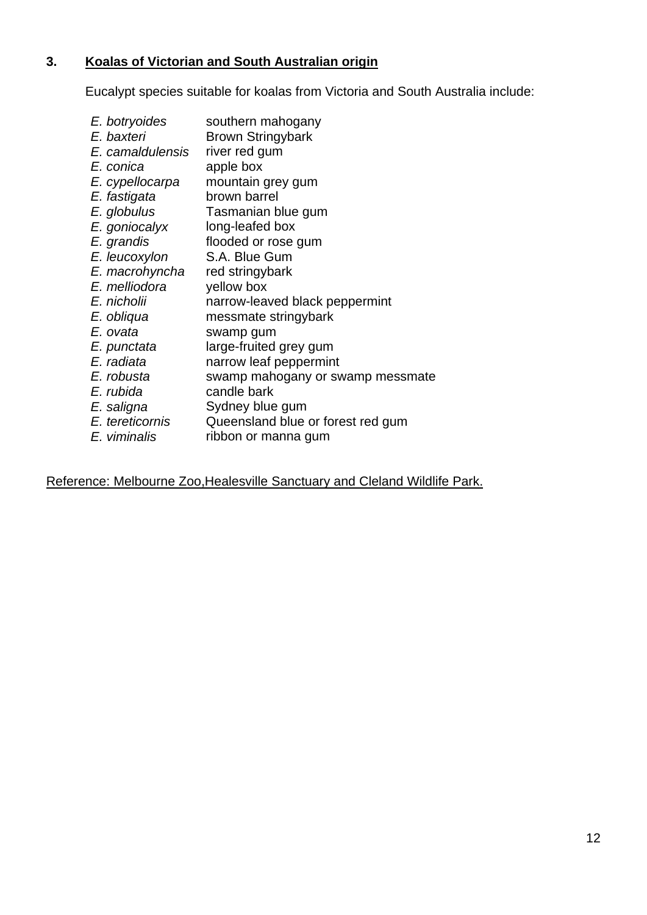## 3. Koalas of Victorian and South Australian origin

Eucalypt species suitable for koalas from Victoria and South Australia include:

| | |
|---|---|
| *E. botryoides* | southern mahogany |
| *E. baxteri* | Brown Stringybark |
| *E. camaldulensis* | river red gum |
| *E. conica* | apple box |
| *E. cypellocarpa* | mountain grey gum |
| *E. fastigata* | brown barrel |
| *E. globulus* | Tasmanian blue gum |
| *E. goniocalyx* | long-leafed box |
| *E. grandis* | flooded or rose gum |
| *E. leucoxylon* | S.A. Blue Gum |
| *E. macrohyncha* | red stringybark |
| *E. melliodora* | yellow box |
| *E. nicholii* | narrow-leaved black peppermint |
| *E. obliqua* | messmate stringybark |
| *E. ovata* | swamp gum |
| *E. punctata* | large-fruited grey gum |
| *E. radiata* | narrow leaf peppermint |
| *E. robusta* | swamp mahogany or swamp messmate |
| *E. rubida* | candle bark |
| *E. saligna* | Sydney blue gum |
| *E. tereticornis* | Queensland blue or forest red gum |
| *E. viminalis* | ribbon or manna gum |

Reference: Melbourne Zoo,Healesville Sanctuary and Cleland Wildlife Park.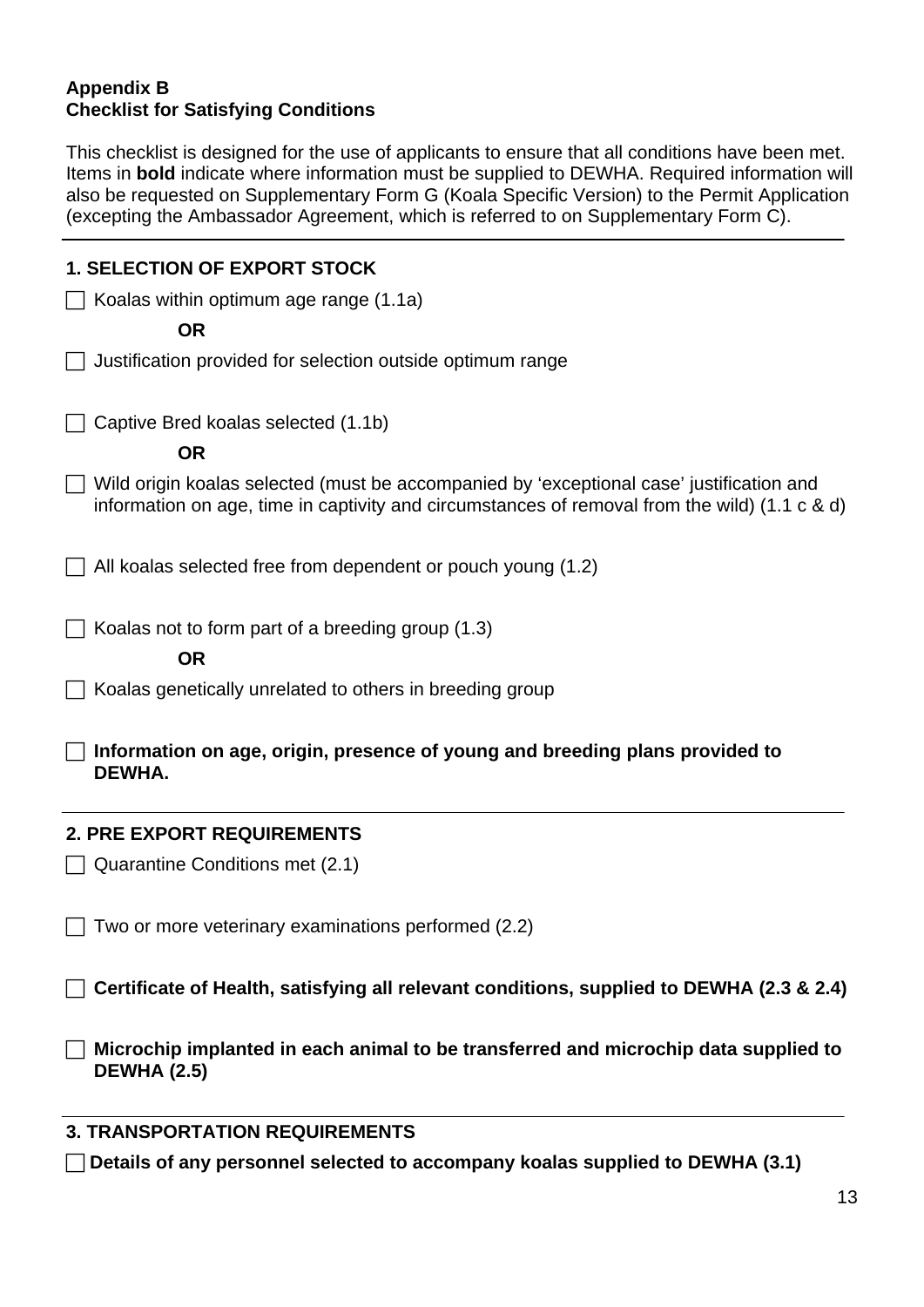**Appendix B**
**Checklist for Satisfying Conditions**

This checklist is designed for the use of applicants to ensure that all conditions have been met. Items in **bold** indicate where information must be supplied to DEWHA. Required information will also be requested on Supplementary Form G (Koala Specific Version) to the Permit Application (excepting the Ambassador Agreement, which is referred to on Supplementary Form C).

---

**1. SELECTION OF EXPORT STOCK**

☐ Koalas within optimum age range (1.1a)

**OR**

☐ Justification provided for selection outside optimum range

☐ Captive Bred koalas selected (1.1b)

**OR**

☐ Wild origin koalas selected (must be accompanied by 'exceptional case' justification and information on age, time in captivity and circumstances of removal from the wild) (1.1 c & d)

☐ All koalas selected free from dependent or pouch young (1.2)

☐ Koalas not to form part of a breeding group (1.3)

**OR**

☐ Koalas genetically unrelated to others in breeding group

☐ **Information on age, origin, presence of young and breeding plans provided to DEWHA.**

---

**2. PRE EXPORT REQUIREMENTS**

☐ Quarantine Conditions met (2.1)

☐ Two or more veterinary examinations performed (2.2)

☐ **Certificate of Health, satisfying all relevant conditions, supplied to DEWHA (2.3 & 2.4)**

☐ **Microchip implanted in each animal to be transferred and microchip data supplied to DEWHA (2.5)**

---

**3. TRANSPORTATION REQUIREMENTS**

☐ **Details of any personnel selected to accompany koalas supplied to DEWHA (3.1)**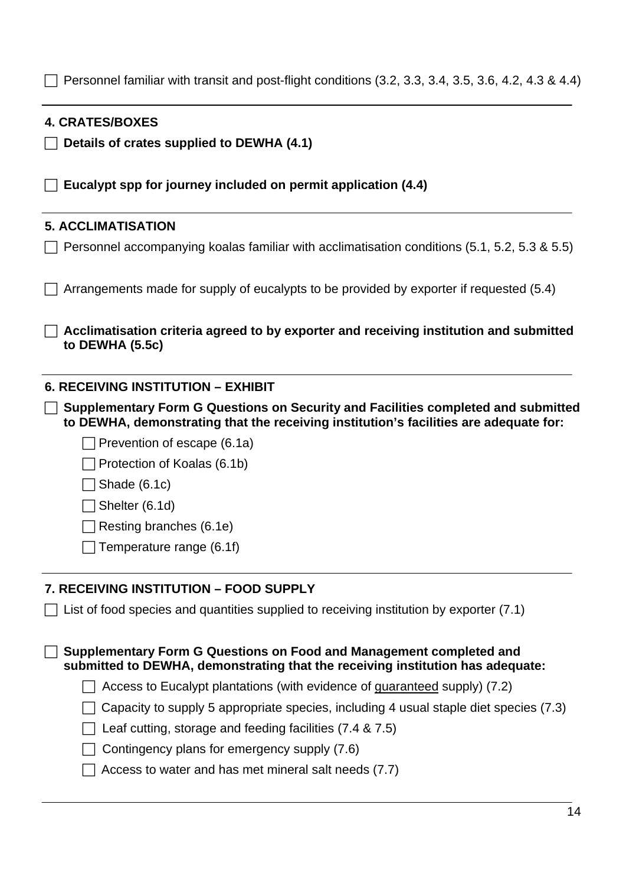☐ Personnel familiar with transit and post-flight conditions (3.2, 3.3, 3.4, 3.5, 3.6, 4.2, 4.3 & 4.4)

---

## 4. CRATES/BOXES

☐ **Details of crates supplied to DEWHA (4.1)**

☐ **Eucalypt spp for journey included on permit application (4.4)**

---

## 5. ACCLIMATISATION

☐ Personnel accompanying koalas familiar with acclimatisation conditions (5.1, 5.2, 5.3 & 5.5)

☐ Arrangements made for supply of eucalypts to be provided by exporter if requested (5.4)

☐ **Acclimatisation criteria agreed to by exporter and receiving institution and submitted to DEWHA (5.5c)**

---

## 6. RECEIVING INSTITUTION – EXHIBIT

☐ **Supplementary Form G Questions on Security and Facilities completed and submitted to DEWHA, demonstrating that the receiving institution's facilities are adequate for:**

- ☐ Prevention of escape (6.1a)
- ☐ Protection of Koalas (6.1b)
- ☐ Shade (6.1c)
- ☐ Shelter (6.1d)
- ☐ Resting branches (6.1e)
- ☐ Temperature range (6.1f)

---

## 7. RECEIVING INSTITUTION – FOOD SUPPLY

☐ List of food species and quantities supplied to receiving institution by exporter (7.1)

☐ **Supplementary Form G Questions on Food and Management completed and submitted to DEWHA, demonstrating that the receiving institution has adequate:**

- ☐ Access to Eucalypt plantations (with evidence of <u>guaranteed</u> supply) (7.2)
- ☐ Capacity to supply 5 appropriate species, including 4 usual staple diet species (7.3)
- ☐ Leaf cutting, storage and feeding facilities (7.4 & 7.5)
- ☐ Contingency plans for emergency supply (7.6)
- ☐ Access to water and has met mineral salt needs (7.7)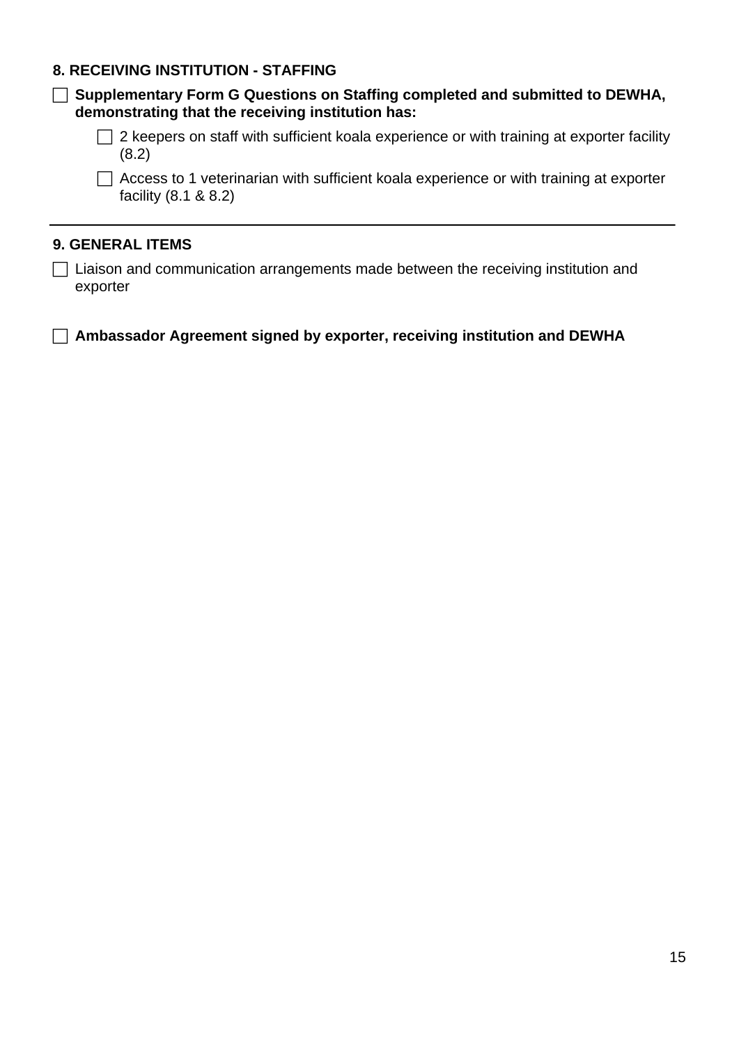## 8. RECEIVING INSTITUTION - STAFFING

- [ ] **Supplementary Form G Questions on Staffing completed and submitted to DEWHA, demonstrating that the receiving institution has:**
  - [ ] 2 keepers on staff with sufficient koala experience or with training at exporter facility (8.2)
  - [ ] Access to 1 veterinarian with sufficient koala experience or with training at exporter facility (8.1 & 8.2)

---

## 9. GENERAL ITEMS

- [ ] Liaison and communication arrangements made between the receiving institution and exporter

- [ ] **Ambassador Agreement signed by exporter, receiving institution and DEWHA**